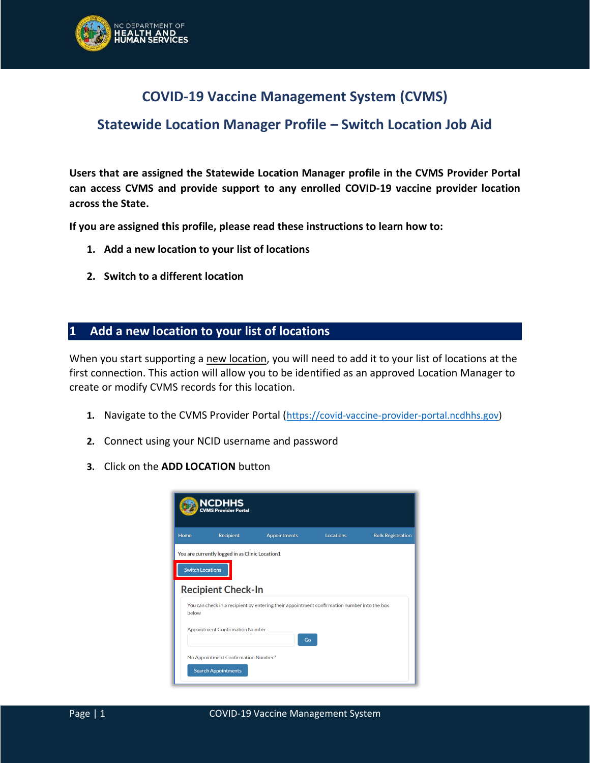# COVID-19 Vaccine Management System (CVMS)

## Statewide Location Manager Profile – Switch Location Job Aid

**Users that are assigned the Statewide Location Manager profile in the CVMS Provider Portal can access CVMS and provide support to any enrolled COVID-19 vaccine provider location across the State.**

**If you are assigned this profile, please read these instructions to learn how to:**

1. **Add a new location to your list of locations**
2. **Switch to a different location**

## 1 Add a new location to your list of locations

When you start supporting a new location, you will need to add it to your list of locations at the first connection. This action will allow you to be identified as an approved Location Manager to create or modify CVMS records for this location.

1. Navigate to the CVMS Provider Portal (https://covid-vaccine-provider-portal.ncdhhs.gov)
2. Connect using your NCID username and password
3. Click on the **ADD LOCATION** button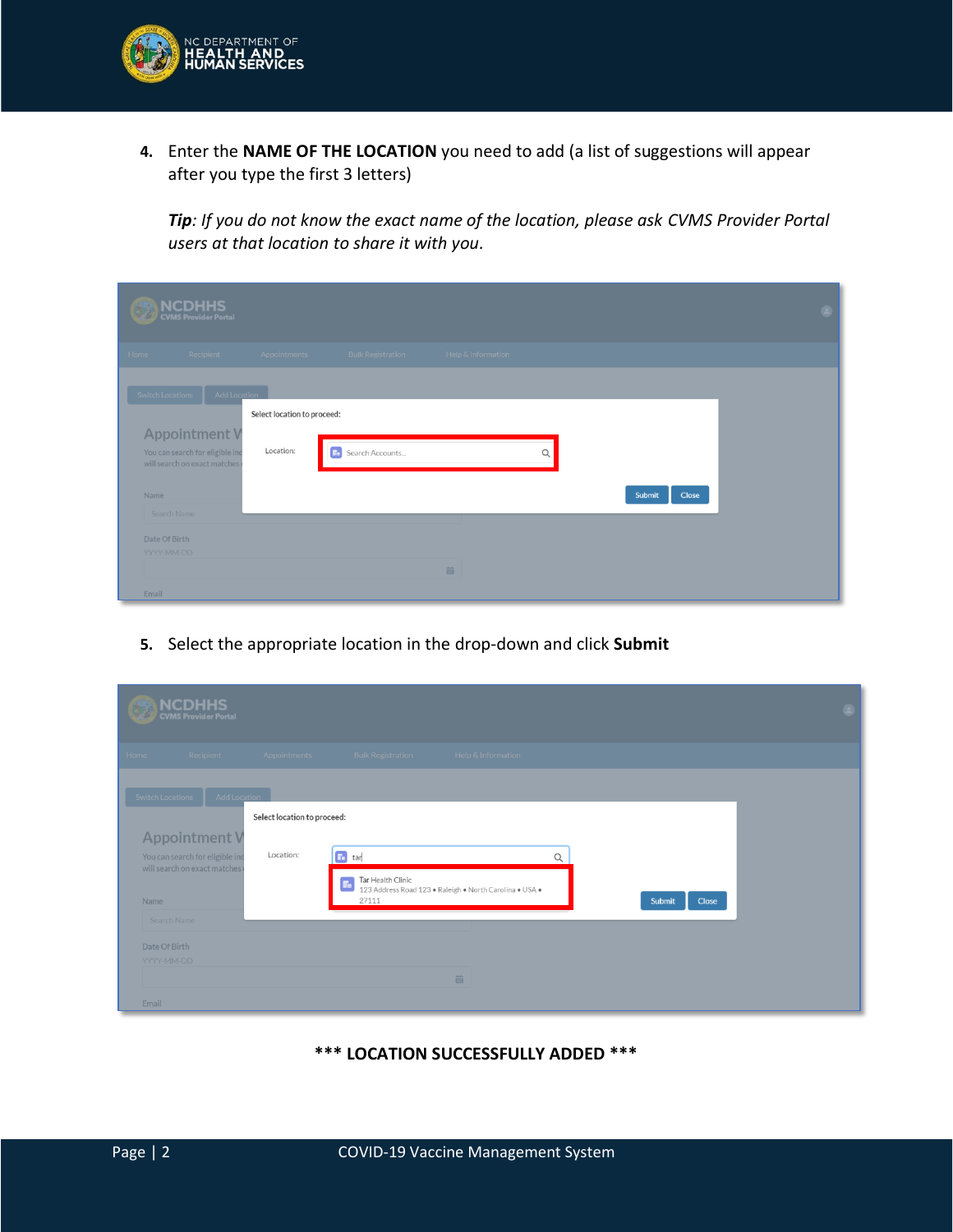4. Enter the **NAME OF THE LOCATION** you need to add (a list of suggestions will appear after you type the first 3 letters)

   ***Tip**: If you do not know the exact name of the location, please ask CVMS Provider Portal users at that location to share it with you.*

5. Select the appropriate location in the drop-down and click **Submit**

**\*\*\* LOCATION SUCCESSFULLY ADDED \*\*\***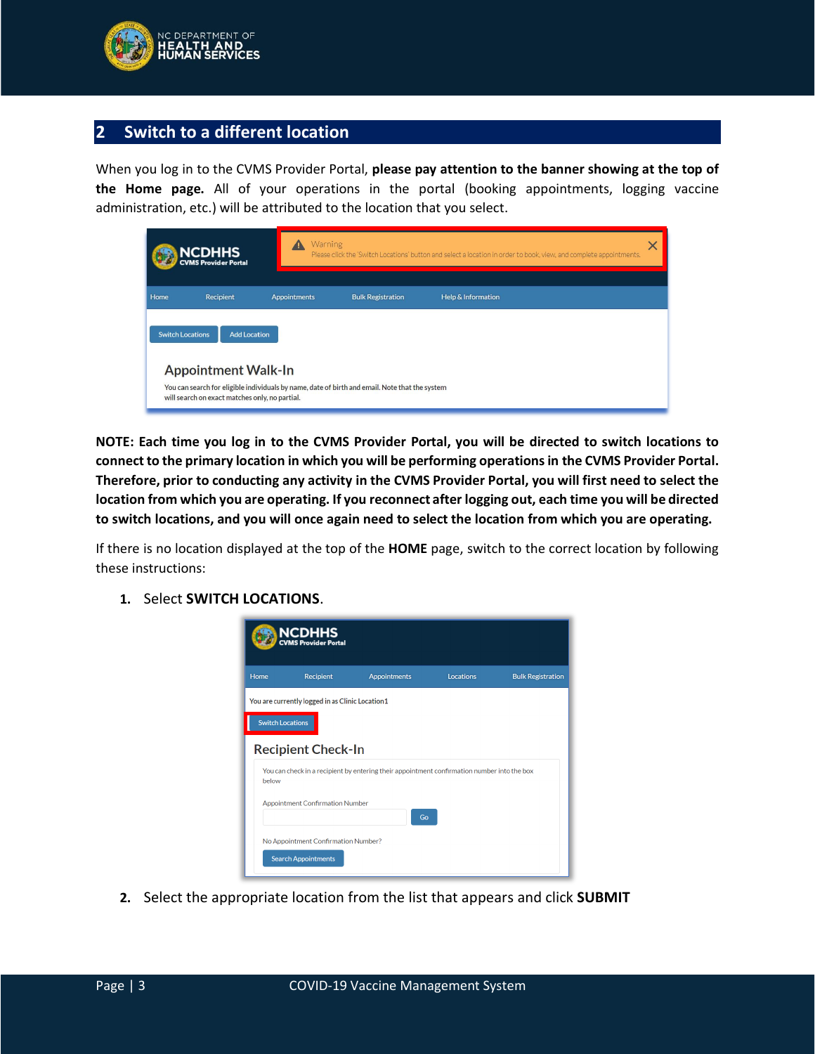## 2 Switch to a different location

When you log in to the CVMS Provider Portal, **please pay attention to the banner showing at the top of the Home page.** All of your operations in the portal (booking appointments, logging vaccine administration, etc.) will be attributed to the location that you select.

**NOTE: Each time you log in to the CVMS Provider Portal, you will be directed to switch locations to connect to the primary location in which you will be performing operations in the CVMS Provider Portal. Therefore, prior to conducting any activity in the CVMS Provider Portal, you will first need to select the location from which you are operating. If you reconnect after logging out, each time you will be directed to switch locations, and you will once again need to select the location from which you are operating.**

If there is no location displayed at the top of the **HOME** page, switch to the correct location by following these instructions:

1. Select **SWITCH LOCATIONS**.
2. Select the appropriate location from the list that appears and click **SUBMIT**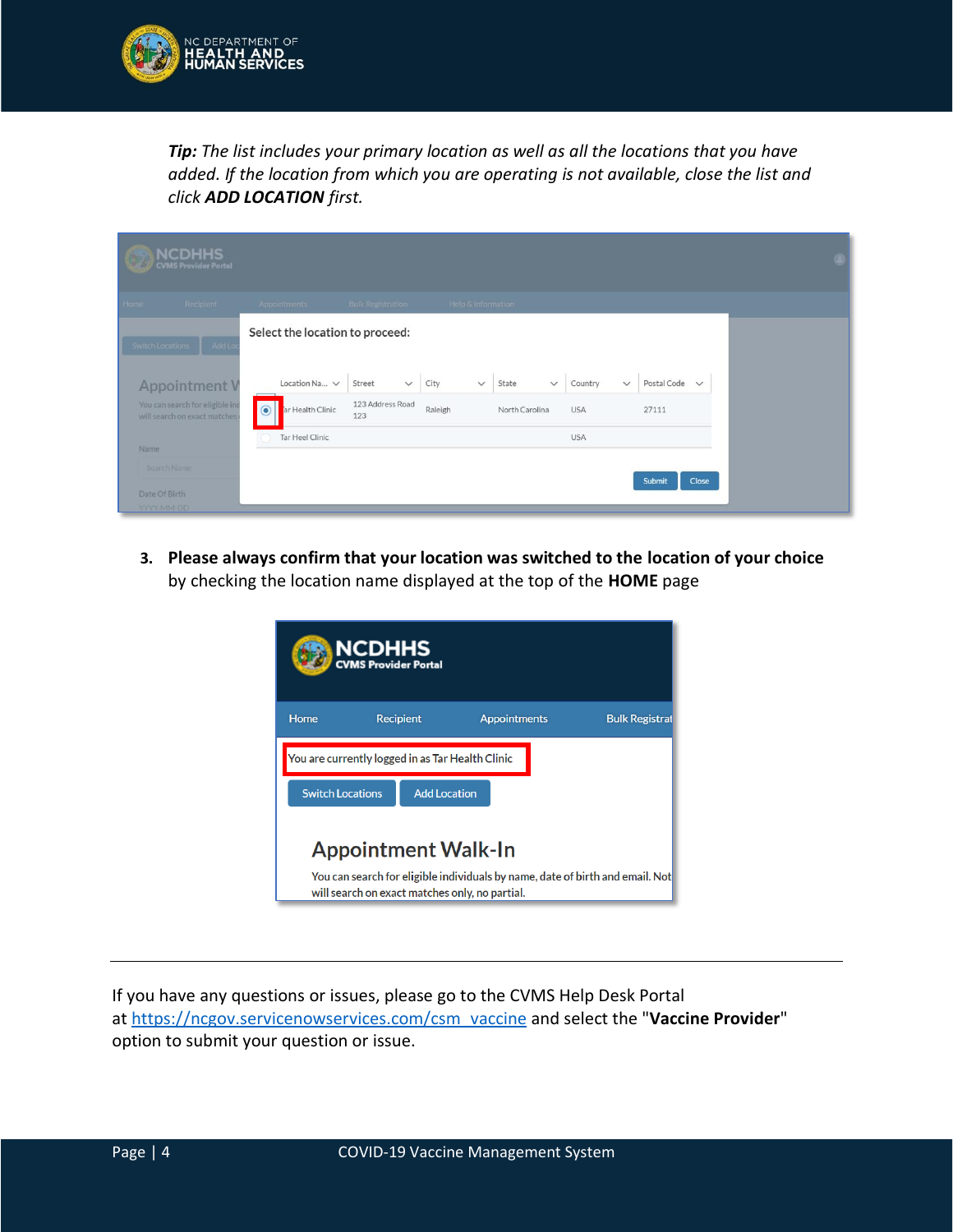*__Tip:__ The list includes your primary location as well as all the locations that you have added. If the location from which you are operating is not available, close the list and click __ADD LOCATION__ first.*

3. **Please always confirm that your location was switched to the location of your choice** by checking the location name displayed at the top of the **HOME** page

If you have any questions or issues, please go to the CVMS Help Desk Portal at [https://ncgov.servicenowservices.com/csm_vaccine](https://ncgov.servicenowservices.com/csm_vaccine) and select the "**Vaccine Provider**" option to submit your question or issue.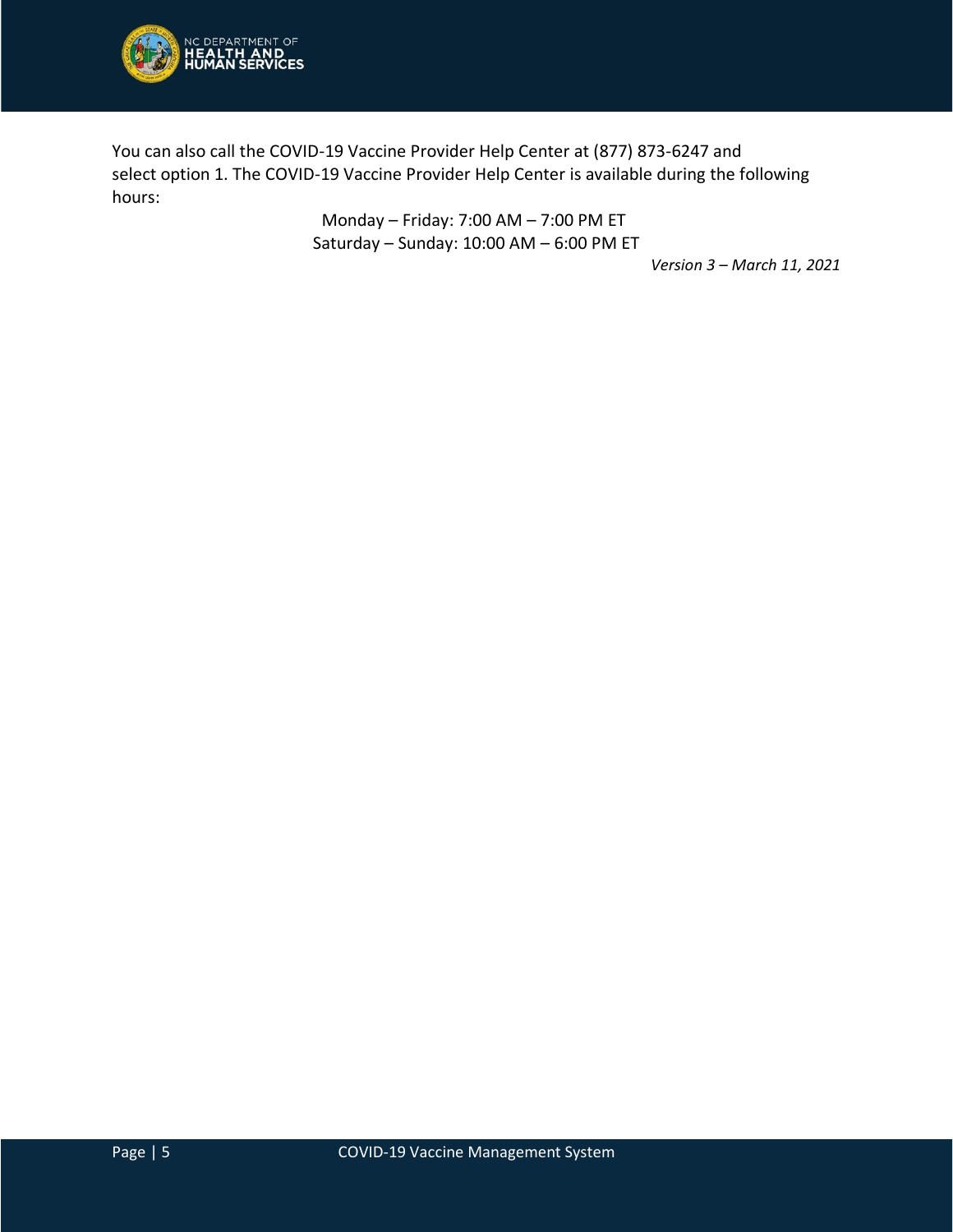You can also call the COVID-19 Vaccine Provider Help Center at (877) 873-6247 and select option 1. The COVID-19 Vaccine Provider Help Center is available during the following hours:

Monday – Friday: 7:00 AM – 7:00 PM ET
Saturday – Sunday: 10:00 AM – 6:00 PM ET

*Version 3 – March 11, 2021*